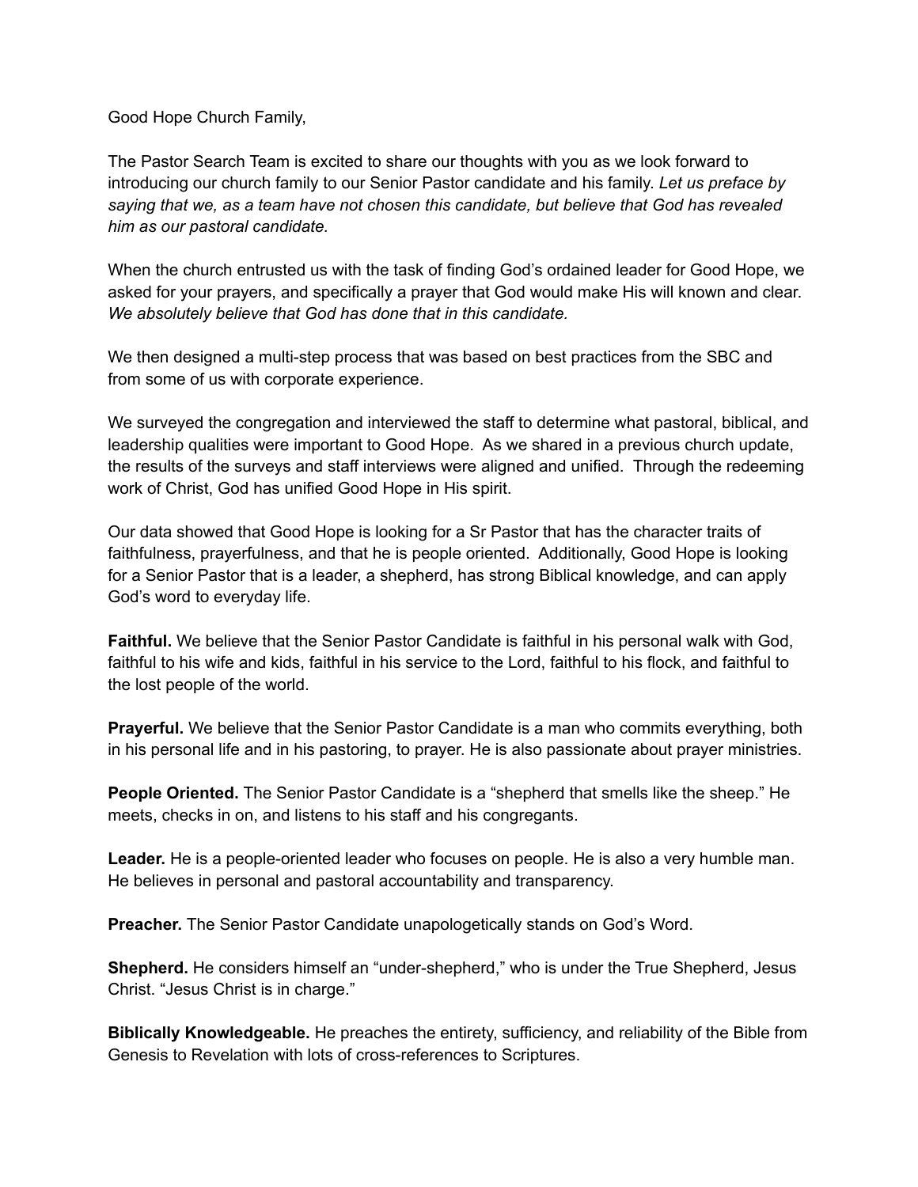Good Hope Church Family,

The Pastor Search Team is excited to share our thoughts with you as we look forward to introducing our church family to our Senior Pastor candidate and his family. *Let us preface by saying that we, as a team have not chosen this candidate, but believe that God has revealed him as our pastoral candidate.*

When the church entrusted us with the task of finding God's ordained leader for Good Hope, we asked for your prayers, and specifically a prayer that God would make His will known and clear. *We absolutely believe that God has done that in this candidate.*

We then designed a multi-step process that was based on best practices from the SBC and from some of us with corporate experience.

We surveyed the congregation and interviewed the staff to determine what pastoral, biblical, and leadership qualities were important to Good Hope. As we shared in a previous church update, the results of the surveys and staff interviews were aligned and unified. Through the redeeming work of Christ, God has unified Good Hope in His spirit.

Our data showed that Good Hope is looking for a Sr Pastor that has the character traits of faithfulness, prayerfulness, and that he is people oriented. Additionally, Good Hope is looking for a Senior Pastor that is a leader, a shepherd, has strong Biblical knowledge, and can apply God's word to everyday life.

**Faithful.** We believe that the Senior Pastor Candidate is faithful in his personal walk with God, faithful to his wife and kids, faithful in his service to the Lord, faithful to his flock, and faithful to the lost people of the world.

**Prayerful.** We believe that the Senior Pastor Candidate is a man who commits everything, both in his personal life and in his pastoring, to prayer. He is also passionate about prayer ministries.

**People Oriented.** The Senior Pastor Candidate is a "shepherd that smells like the sheep." He meets, checks in on, and listens to his staff and his congregants.

**Leader.** He is a people-oriented leader who focuses on people. He is also a very humble man. He believes in personal and pastoral accountability and transparency.

**Preacher.** The Senior Pastor Candidate unapologetically stands on God's Word.

**Shepherd.** He considers himself an "under-shepherd," who is under the True Shepherd, Jesus Christ. "Jesus Christ is in charge."

**Biblically Knowledgeable.** He preaches the entirety, sufficiency, and reliability of the Bible from Genesis to Revelation with lots of cross-references to Scriptures.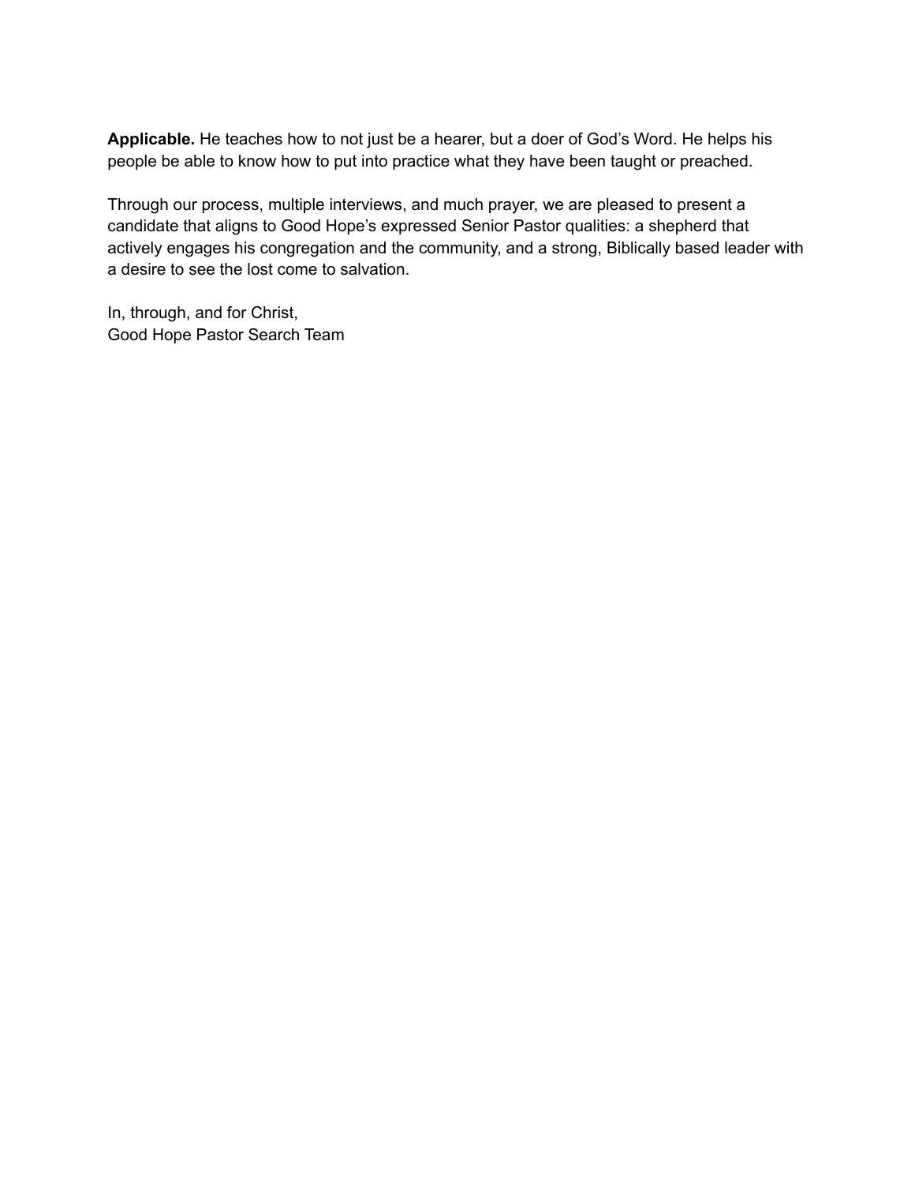**Applicable.** He teaches how to not just be a hearer, but a doer of God's Word. He helps his people be able to know how to put into practice what they have been taught or preached.

Through our process, multiple interviews, and much prayer, we are pleased to present a candidate that aligns to Good Hope's expressed Senior Pastor qualities: a shepherd that actively engages his congregation and the community, and a strong, Biblically based leader with a desire to see the lost come to salvation.

In, through, and for Christ,
Good Hope Pastor Search Team